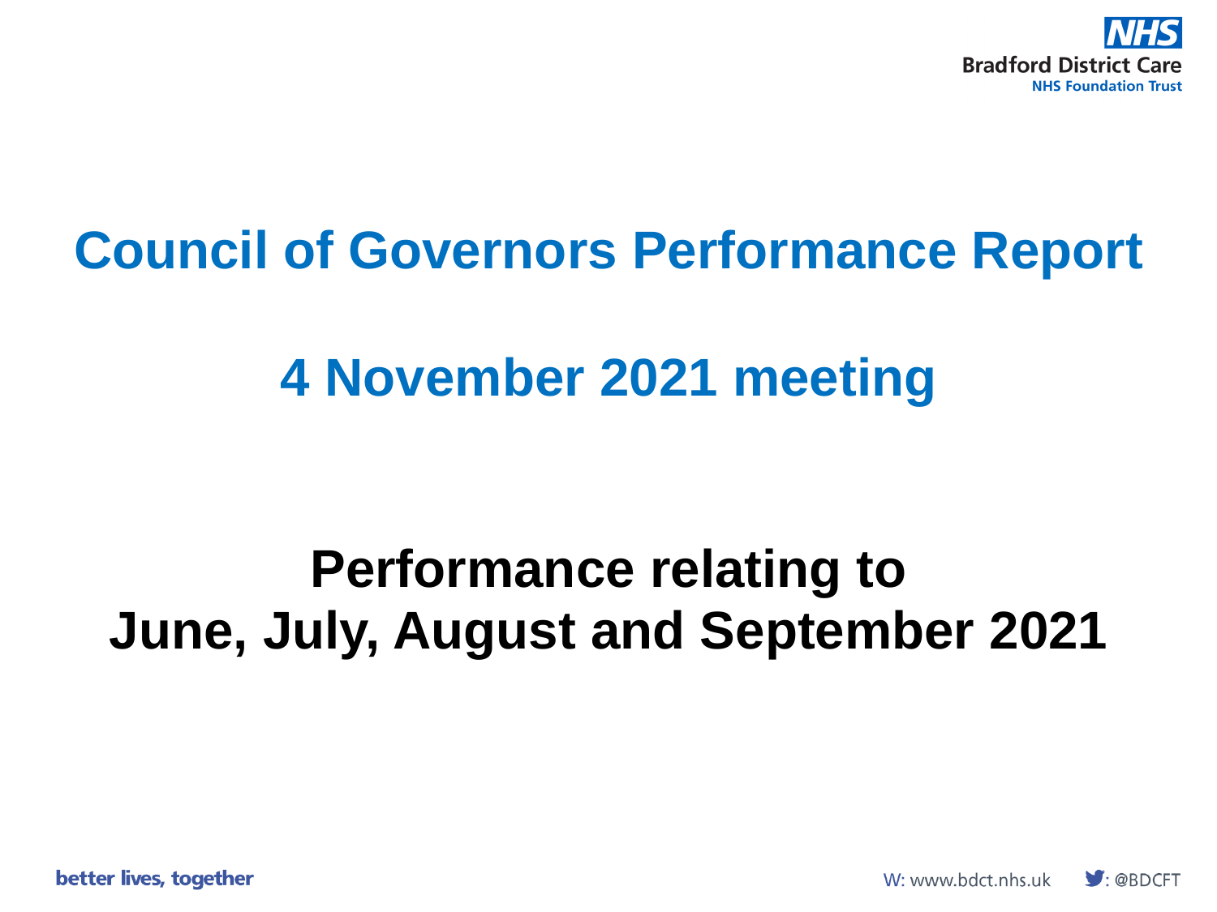Bradford District Care
NHS Foundation Trust

# Council of Governors Performance Report

## 4 November 2021 meeting

## Performance relating to June, July, August and September 2021

better lives, together

W: www.bdct.nhs.uk : @BDCFT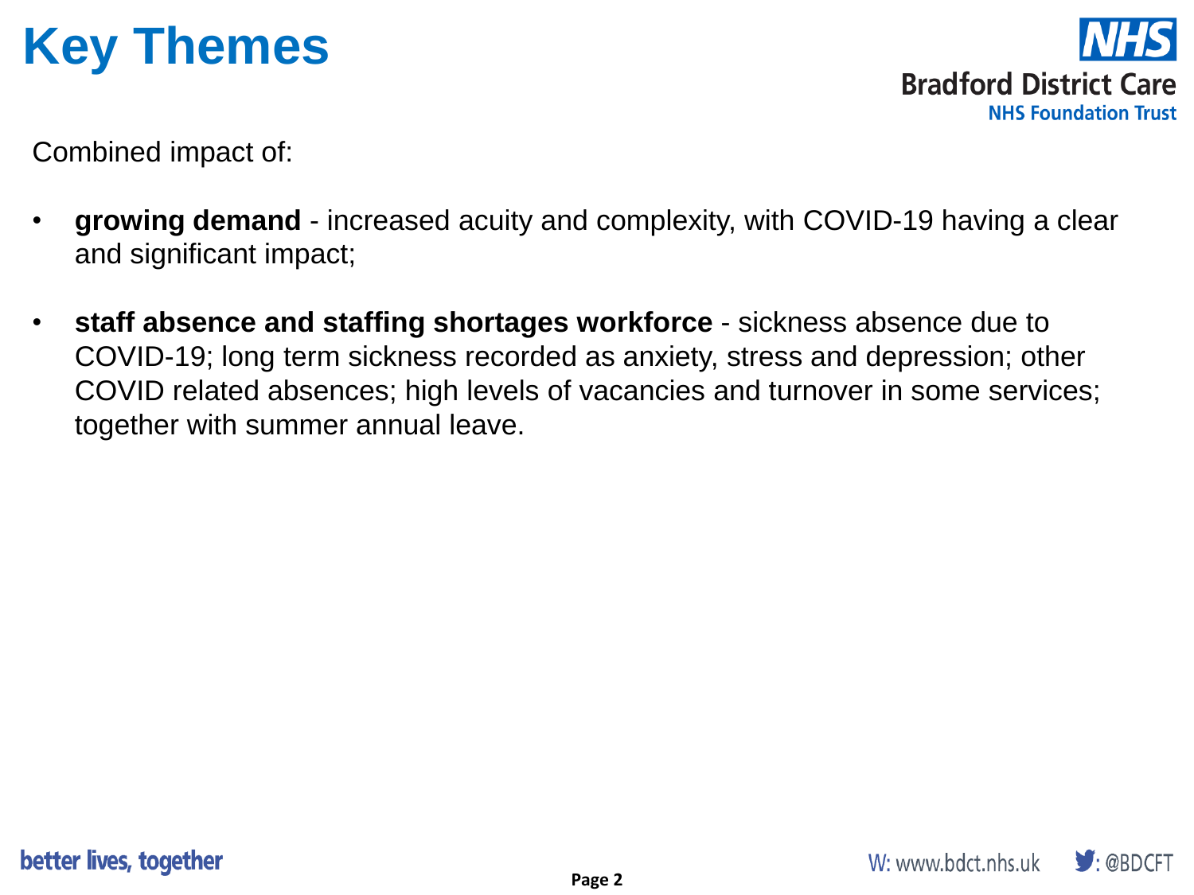# Key Themes

Combined impact of:

- **growing demand** - increased acuity and complexity, with COVID-19 having a clear and significant impact;
- **staff absence and staffing shortages workforce** - sickness absence due to COVID-19; long term sickness recorded as anxiety, stress and depression; other COVID related absences; high levels of vacancies and turnover in some services; together with summer annual leave.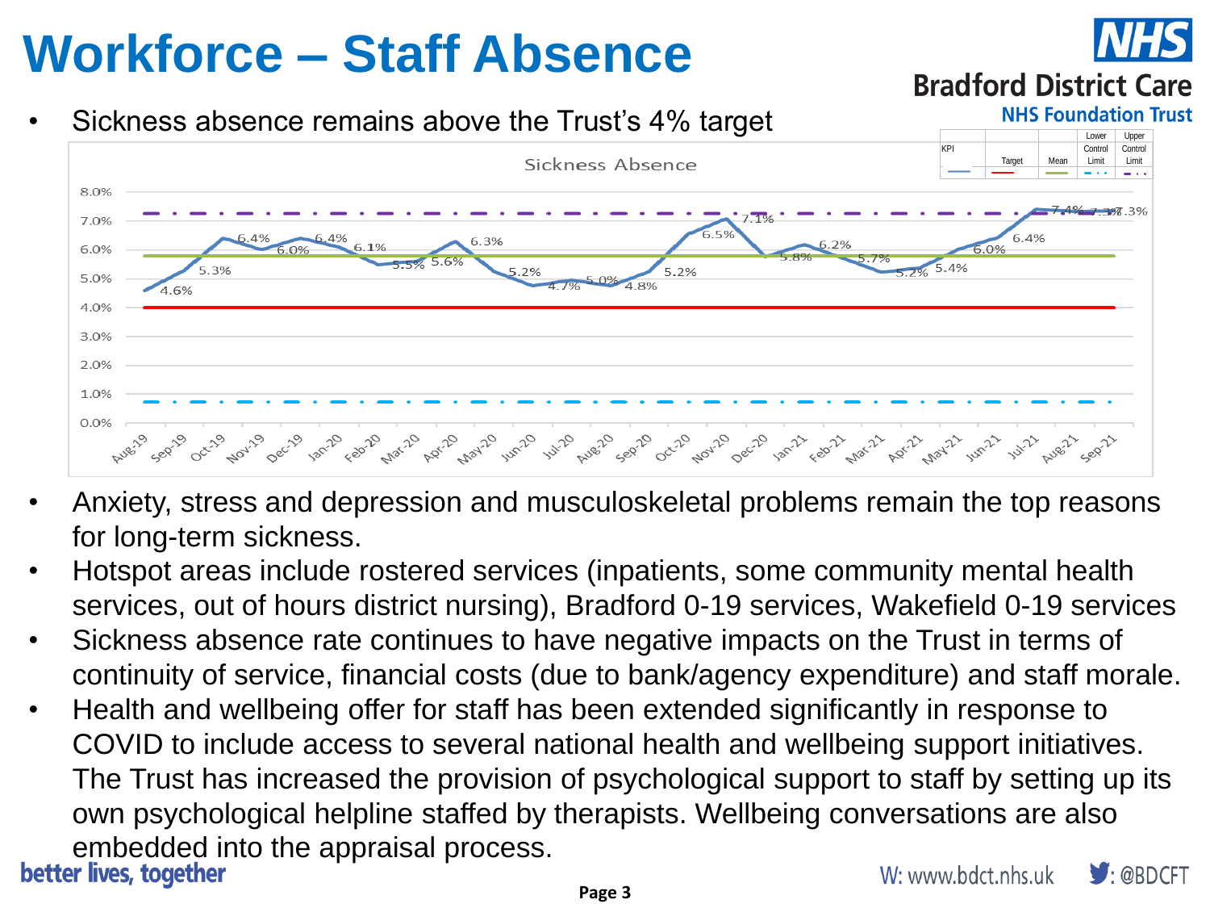# Workforce – Staff Absence

- Sickness absence remains above the Trust's 4% target

Sickness Absence

| KPI | Target | Mean | Lower Control Limit | Upper Control Limit |
|---|---|---|---|---|

| Month | Aug-19 | Sep-19 | Oct-19 | Nov-19 | Dec-19 | Jan-20 | Feb-20 | Mar-20 | Apr-20 | May-20 | Jun-20 | Jul-20 | Aug-20 | Sep-20 | Oct-20 | Nov-20 | Dec-20 | Jan-21 | Feb-21 | Mar-21 | Apr-21 | May-21 | Jun-21 | Jul-21 | Aug-21 | Sep-21 |
|---|---|---|---|---|---|---|---|---|---|---|---|---|---|---|---|---|---|---|---|---|---|---|---|---|---|---|
| Sickness Absence | 4.6% | 5.3% | 6.4% | 6.0% | 6.4% | 6.1% | 5.5% | 5.6% | 6.3% | 5.2% | 4.7% | 5.0% | 4.8% | 5.2% | 6.5% | 7.1% | 5.8% | 6.2% | 5.7% | 5.2% | 5.4% | 6.0% | 6.4% | 7.4% | 7.3% | 7.3% |

- Anxiety, stress and depression and musculoskeletal problems remain the top reasons for long-term sickness.
- Hotspot areas include rostered services (inpatients, some community mental health services, out of hours district nursing), Bradford 0-19 services, Wakefield 0-19 services
- Sickness absence rate continues to have negative impacts on the Trust in terms of continuity of service, financial costs (due to bank/agency expenditure) and staff morale.
- Health and wellbeing offer for staff has been extended significantly in response to COVID to include access to several national health and wellbeing support initiatives. The Trust has increased the provision of psychological support to staff by setting up its own psychological helpline staffed by therapists. Wellbeing conversations are also embedded into the appraisal process.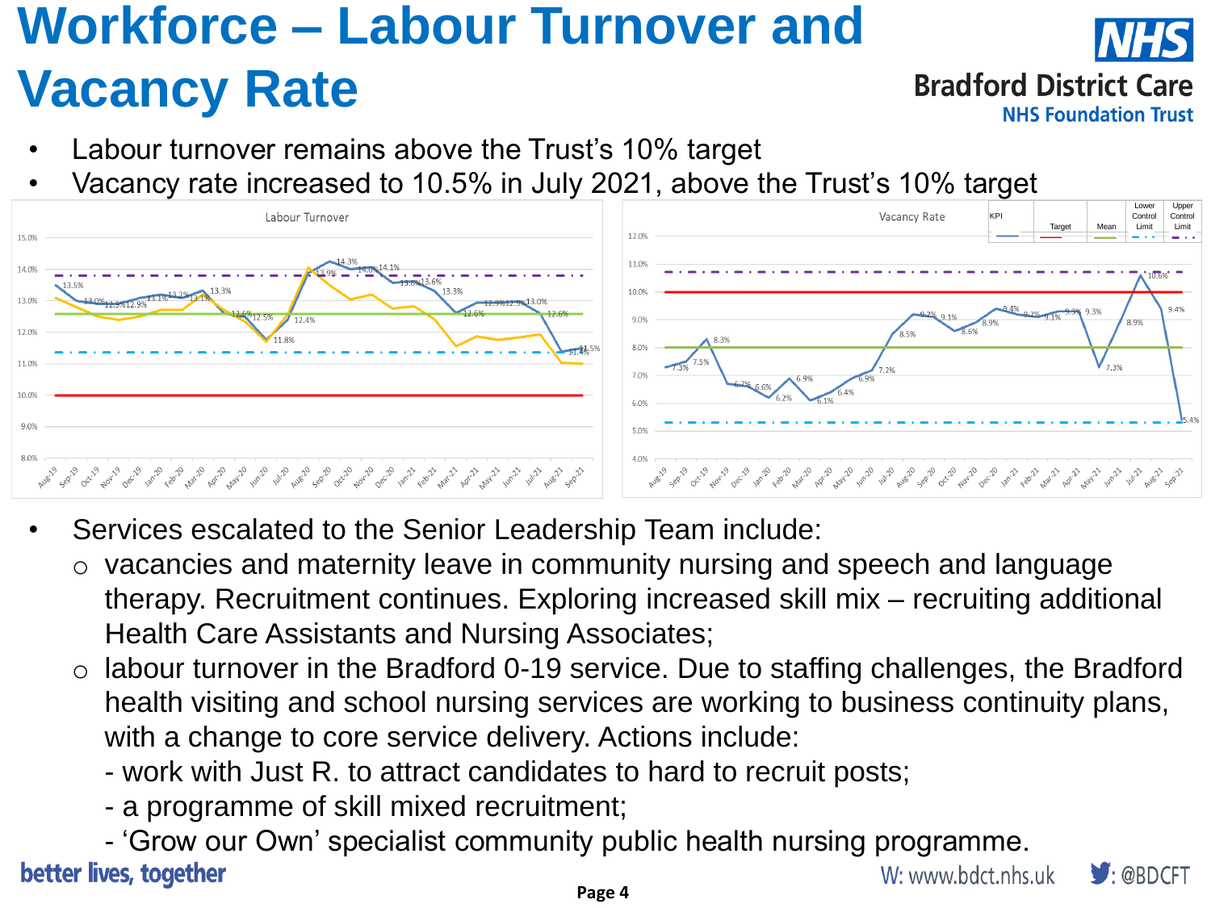# Workforce – Labour Turnover and Vacancy Rate

- Labour turnover remains above the Trust's 10% target
- Vacancy rate increased to 10.5% in July 2021, above the Trust's 10% target

- Services escalated to the Senior Leadership Team include:
  - vacancies and maternity leave in community nursing and speech and language therapy. Recruitment continues. Exploring increased skill mix – recruiting additional Health Care Assistants and Nursing Associates;
  - labour turnover in the Bradford 0-19 service. Due to staffing challenges, the Bradford health visiting and school nursing services are working to business continuity plans, with a change to core service delivery. Actions include:
    - work with Just R. to attract candidates to hard to recruit posts;
    - a programme of skill mixed recruitment;
    - 'Grow our Own' specialist community public health nursing programme.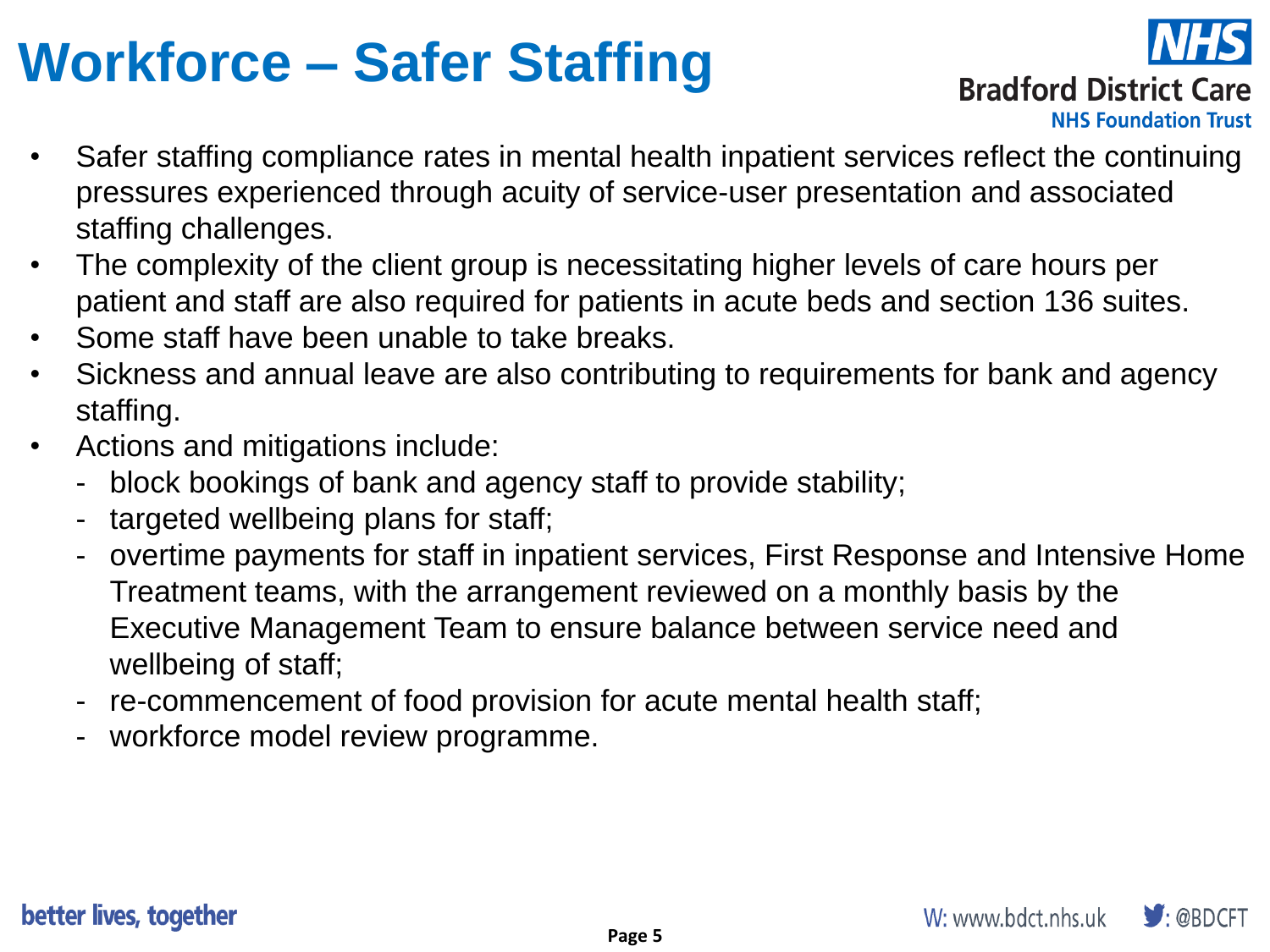# Workforce – Safer Staffing

- Safer staffing compliance rates in mental health inpatient services reflect the continuing pressures experienced through acuity of service-user presentation and associated staffing challenges.
- The complexity of the client group is necessitating higher levels of care hours per patient and staff are also required for patients in acute beds and section 136 suites.
- Some staff have been unable to take breaks.
- Sickness and annual leave are also contributing to requirements for bank and agency staffing.
- Actions and mitigations include:
  - block bookings of bank and agency staff to provide stability;
  - targeted wellbeing plans for staff;
  - overtime payments for staff in inpatient services, First Response and Intensive Home Treatment teams, with the arrangement reviewed on a monthly basis by the Executive Management Team to ensure balance between service need and wellbeing of staff;
  - re-commencement of food provision for acute mental health staff;
  - workforce model review programme.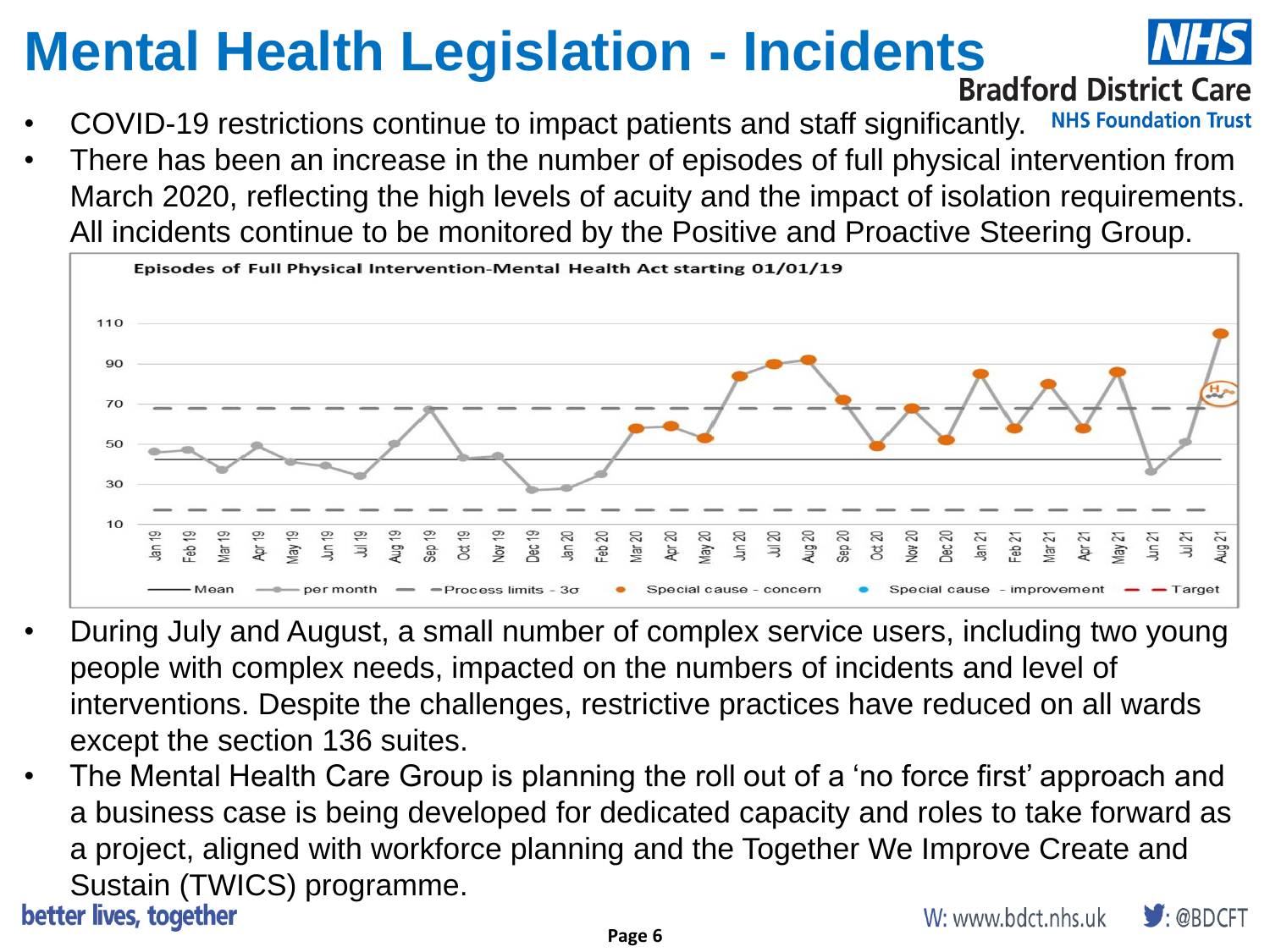# Mental Health Legislation - Incidents

- COVID-19 restrictions continue to impact patients and staff significantly.
- There has been an increase in the number of episodes of full physical intervention from March 2020, reflecting the high levels of acuity and the impact of isolation requirements. All incidents continue to be monitored by the Positive and Proactive Steering Group.

**Episodes of Full Physical Intervention-Mental Health Act starting 01/01/19**

- During July and August, a small number of complex service users, including two young people with complex needs, impacted on the numbers of incidents and level of interventions. Despite the challenges, restrictive practices have reduced on all wards except the section 136 suites.
- The Mental Health Care Group is planning the roll out of a 'no force first' approach and a business case is being developed for dedicated capacity and roles to take forward as a project, aligned with workforce planning and the Together We Improve Create and Sustain (TWICS) programme.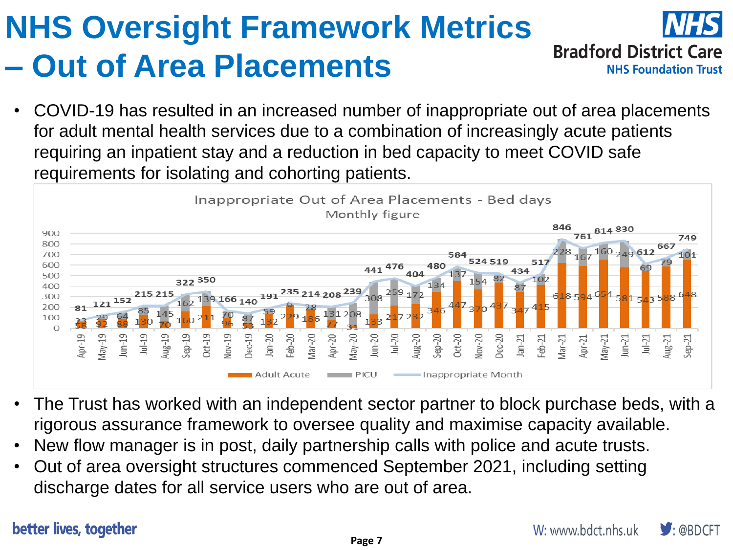# NHS Oversight Framework Metrics – Out of Area Placements

**Bradford District Care NHS Foundation Trust**

- COVID-19 has resulted in an increased number of inappropriate out of area placements for adult mental health services due to a combination of increasingly acute patients requiring an inpatient stay and a reduction in bed capacity to meet COVID safe requirements for isolating and cohorting patients.

Inappropriate Out of Area Placements - Bed days

Monthly figure

900, 800, 700, 600, 500, 400, 300, 200, 100, 0

Apr-19: 81, 23, 58
May-19: 121, 29, 92
Jun-19: 152, 64, 88
Jul-19: 215, 85, 130
Aug-19: 215, 145, 70
Sep-19: 322, 162, 160
Oct-19: 350, 139, 211
Nov-19: 166, 70, 96
Dec-19: 140, 87, 53
Jan-20: 191, 59, 132
Feb-20: 235, 6, 229
Mar-20: 214, 28, 186
Apr-20: 208, 131, 77
May-20: 239, 208, 31
Jun-20: 441, 308, 133
Jul-20: 476, 259, 217
Aug-20: 404, 172, 232
Sep-20: 480, 134, 346
Oct-20: 584, 137, 447
Nov-20: 524, 154, 370
Dec-20: 519, 82, 437
Jan-21: 434, 87, 347
Feb-21: 517, 102, 415
Mar-21: 846, 228, 618
Apr-21: 761, 167, 594
May-21: 814, 160, 654
Jun-21: 830, 249, 581
Jul-21: 612, 69, 543
Aug-21: 667, 79, 588
Sep-21: 749, 101, 648

Adult Acute | PICU | Inappropriate Month

- The Trust has worked with an independent sector partner to block purchase beds, with a rigorous assurance framework to oversee quality and maximise capacity available.
- New flow manager is in post, daily partnership calls with police and acute trusts.
- Out of area oversight structures commenced September 2021, including setting discharge dates for all service users who are out of area.

better lives, together

W: www.bdct.nhs.uk : @BDCFT